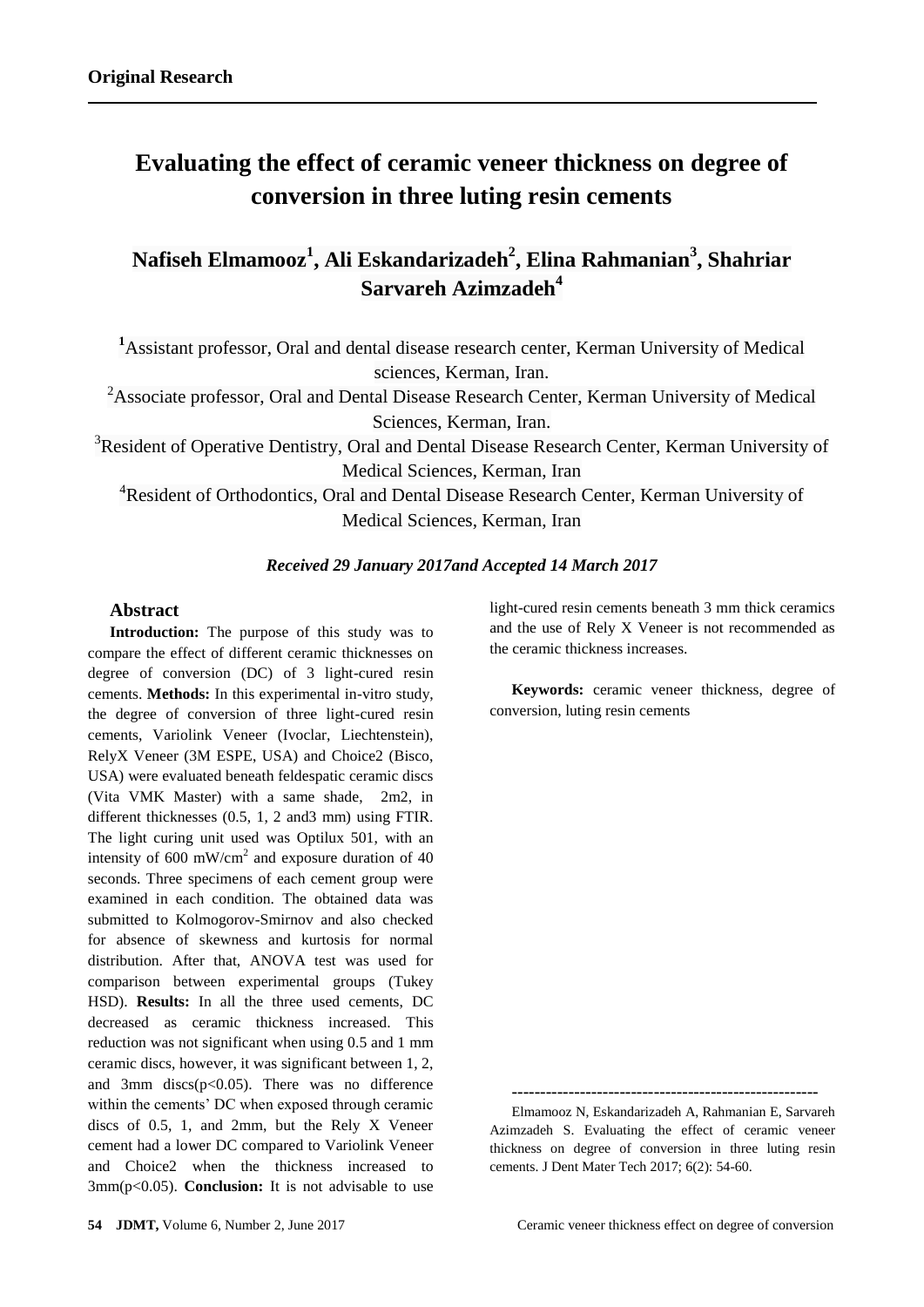**Original Research**

# Evaluating the effect of ceramic veneer thickness on degree of conversion in three luting resin cements

## Nafiseh Elmamooz[1], Ali Eskandarizadeh[2], Elina Rahmanian[3], Shahriar Sarvareh Azimzadeh[4]

[1]Assistant professor, Oral and dental disease research center, Kerman University of Medical sciences, Kerman, Iran.

[2]Associate professor, Oral and Dental Disease Research Center, Kerman University of Medical Sciences, Kerman, Iran.

[3]Resident of Operative Dentistry, Oral and Dental Disease Research Center, Kerman University of Medical Sciences, Kerman, Iran

[4]Resident of Orthodontics, Oral and Dental Disease Research Center, Kerman University of Medical Sciences, Kerman, Iran

***Received 29 January 2017and Accepted 14 March 2017***

### Abstract

**Introduction:** The purpose of this study was to compare the effect of different ceramic thicknesses on degree of conversion (DC) of 3 light-cured resin cements. **Methods:** In this experimental in-vitro study, the degree of conversion of three light-cured resin cements, Variolink Veneer (Ivoclar, Liechtenstein), RelyX Veneer (3M ESPE, USA) and Choice2 (Bisco, USA) were evaluated beneath feldespatic ceramic discs (Vita VMK Master) with a same shade, 2m2, in different thicknesses (0.5, 1, 2 and3 mm) using FTIR. The light curing unit used was Optilux 501, with an intensity of 600 mW/cm$^2$ and exposure duration of 40 seconds. Three specimens of each cement group were examined in each condition. The obtained data was submitted to Kolmogorov-Smirnov and also checked for absence of skewness and kurtosis for normal distribution. After that, ANOVA test was used for comparison between experimental groups (Tukey HSD). **Results:** In all the three used cements, DC decreased as ceramic thickness increased. This reduction was not significant when using 0.5 and 1 mm ceramic discs, however, it was significant between 1, 2, and 3mm discs($p<0.05$). There was no difference within the cements' DC when exposed through ceramic discs of 0.5, 1, and 2mm, but the Rely X Veneer cement had a lower DC compared to Variolink Veneer and Choice2 when the thickness increased to 3mm($p<0.05$). **Conclusion:** It is not advisable to use light-cured resin cements beneath 3 mm thick ceramics and the use of Rely X Veneer is not recommended as the ceramic thickness increases.

**Keywords:** ceramic veneer thickness, degree of conversion, luting resin cements

---

Elmamooz N, Eskandarizadeh A, Rahmanian E, Sarvareh Azimzadeh S. Evaluating the effect of ceramic veneer thickness on degree of conversion in three luting resin cements. J Dent Mater Tech 2017; 6(2): 54-60.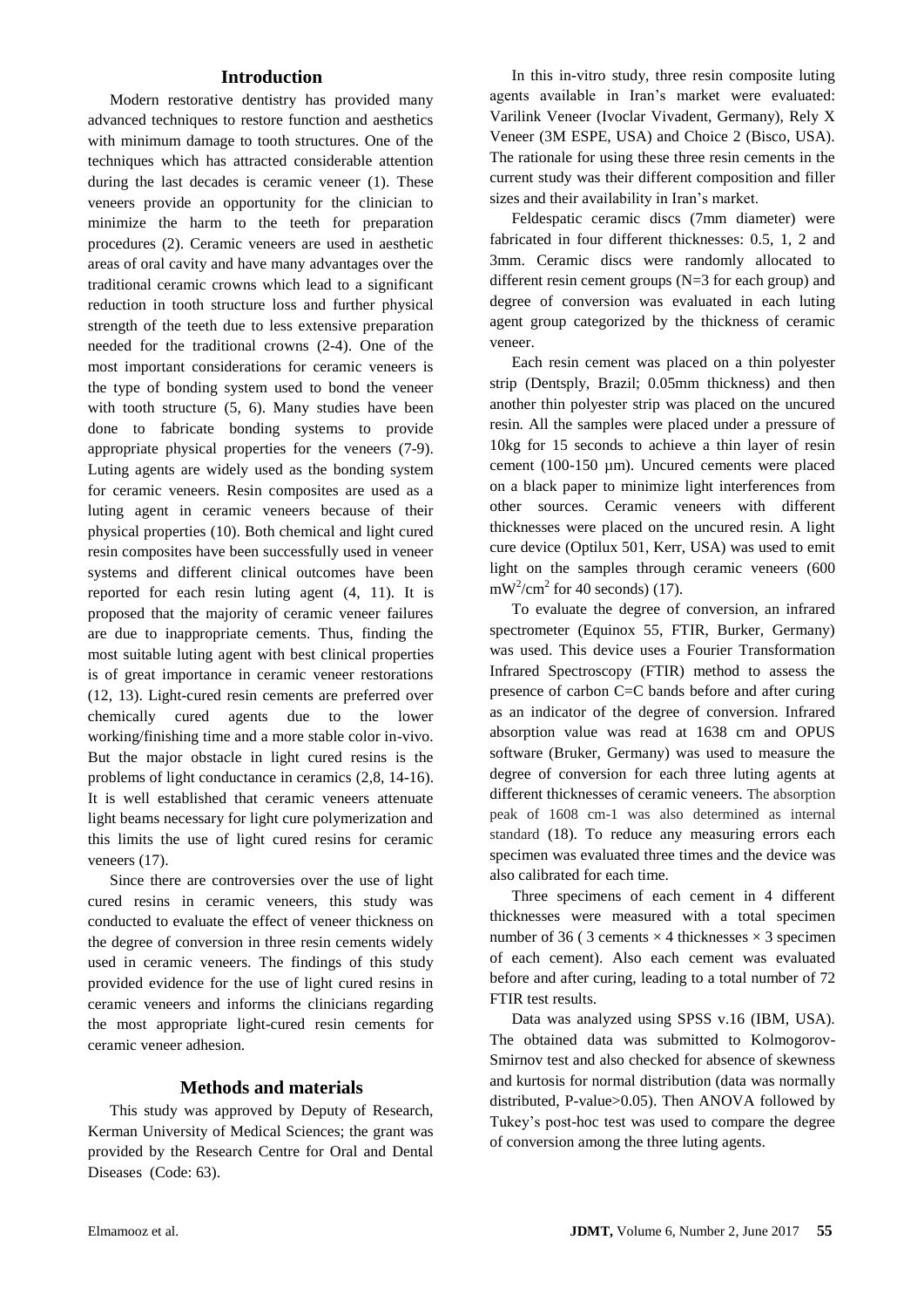## Introduction

Modern restorative dentistry has provided many advanced techniques to restore function and aesthetics with minimum damage to tooth structures. One of the techniques which has attracted considerable attention during the last decades is ceramic veneer (1). These veneers provide an opportunity for the clinician to minimize the harm to the teeth for preparation procedures (2). Ceramic veneers are used in aesthetic areas of oral cavity and have many advantages over the traditional ceramic crowns which lead to a significant reduction in tooth structure loss and further physical strength of the teeth due to less extensive preparation needed for the traditional crowns (2-4). One of the most important considerations for ceramic veneers is the type of bonding system used to bond the veneer with tooth structure (5, 6). Many studies have been done to fabricate bonding systems to provide appropriate physical properties for the veneers (7-9). Luting agents are widely used as the bonding system for ceramic veneers. Resin composites are used as a luting agent in ceramic veneers because of their physical properties (10). Both chemical and light cured resin composites have been successfully used in veneer systems and different clinical outcomes have been reported for each resin luting agent (4, 11). It is proposed that the majority of ceramic veneer failures are due to inappropriate cements. Thus, finding the most suitable luting agent with best clinical properties is of great importance in ceramic veneer restorations (12, 13). Light-cured resin cements are preferred over chemically cured agents due to the lower working/finishing time and a more stable color in-vivo. But the major obstacle in light cured resins is the problems of light conductance in ceramics (2,8, 14-16). It is well established that ceramic veneers attenuate light beams necessary for light cure polymerization and this limits the use of light cured resins for ceramic veneers (17).

Since there are controversies over the use of light cured resins in ceramic veneers, this study was conducted to evaluate the effect of veneer thickness on the degree of conversion in three resin cements widely used in ceramic veneers. The findings of this study provided evidence for the use of light cured resins in ceramic veneers and informs the clinicians regarding the most appropriate light-cured resin cements for ceramic veneer adhesion.

## Methods and materials

This study was approved by Deputy of Research, Kerman University of Medical Sciences; the grant was provided by the Research Centre for Oral and Dental Diseases (Code: 63).

In this in-vitro study, three resin composite luting agents available in Iran's market were evaluated: Varilink Veneer (Ivoclar Vivadent, Germany), Rely X Veneer (3M ESPE, USA) and Choice 2 (Bisco, USA). The rationale for using these three resin cements in the current study was their different composition and filler sizes and their availability in Iran's market.

Feldespatic ceramic discs (7mm diameter) were fabricated in four different thicknesses: 0.5, 1, 2 and 3mm. Ceramic discs were randomly allocated to different resin cement groups (N=3 for each group) and degree of conversion was evaluated in each luting agent group categorized by the thickness of ceramic veneer.

Each resin cement was placed on a thin polyester strip (Dentsply, Brazil; 0.05mm thickness) and then another thin polyester strip was placed on the uncured resin. All the samples were placed under a pressure of 10kg for 15 seconds to achieve a thin layer of resin cement (100-150 µm). Uncured cements were placed on a black paper to minimize light interferences from other sources. Ceramic veneers with different thicknesses were placed on the uncured resin. A light cure device (Optilux 501, Kerr, USA) was used to emit light on the samples through ceramic veneers (600 $mW^2/cm^2$ for 40 seconds) (17).

To evaluate the degree of conversion, an infrared spectrometer (Equinox 55, FTIR, Burker, Germany) was used. This device uses a Fourier Transformation Infrared Spectroscopy (FTIR) method to assess the presence of carbon C=C bands before and after curing as an indicator of the degree of conversion. Infrared absorption value was read at 1638 cm and OPUS software (Bruker, Germany) was used to measure the degree of conversion for each three luting agents at different thicknesses of ceramic veneers. The absorption peak of 1608 cm-1 was also determined as internal standard (18). To reduce any measuring errors each specimen was evaluated three times and the device was also calibrated for each time.

Three specimens of each cement in 4 different thicknesses were measured with a total specimen number of 36 ( 3 cements × 4 thicknesses × 3 specimen of each cement). Also each cement was evaluated before and after curing, leading to a total number of 72 FTIR test results.

Data was analyzed using SPSS v.16 (IBM, USA). The obtained data was submitted to Kolmogorov-Smirnov test and also checked for absence of skewness and kurtosis for normal distribution (data was normally distributed, P-value>0.05). Then ANOVA followed by Tukey's post-hoc test was used to compare the degree of conversion among the three luting agents.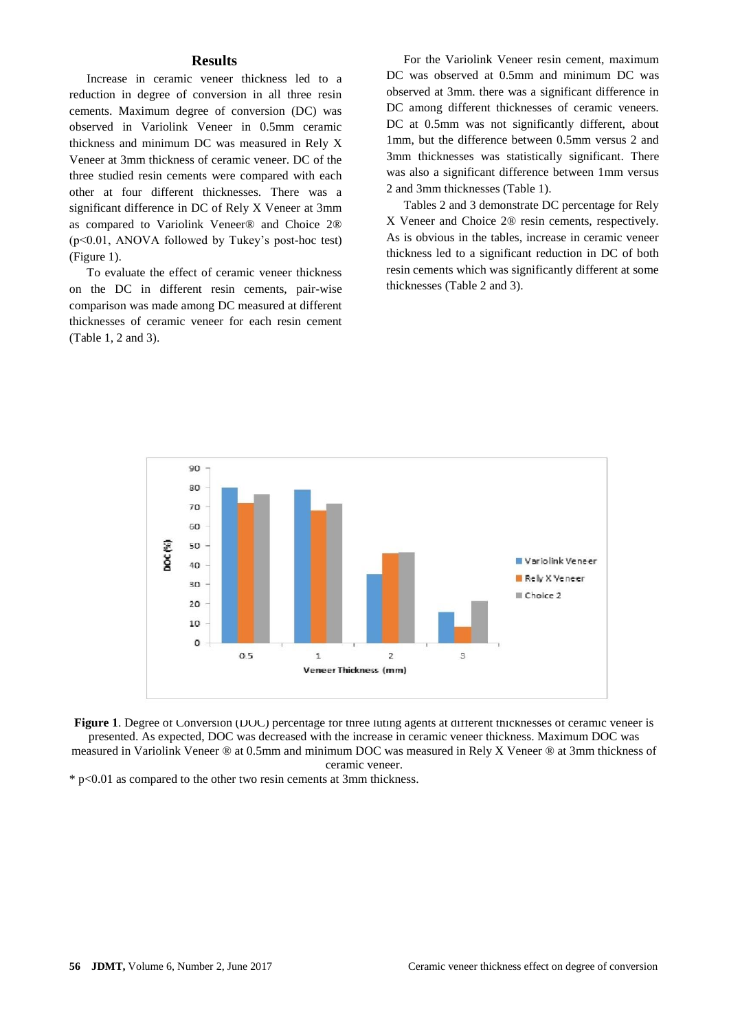## Results

Increase in ceramic veneer thickness led to a reduction in degree of conversion in all three resin cements. Maximum degree of conversion (DC) was observed in Variolink Veneer in 0.5mm ceramic thickness and minimum DC was measured in Rely X Veneer at 3mm thickness of ceramic veneer. DC of the three studied resin cements were compared with each other at four different thicknesses. There was a significant difference in DC of Rely X Veneer at 3mm as compared to Variolink Veneer® and Choice 2® ($p<0.01$, ANOVA followed by Tukey's post-hoc test) (Figure 1).

To evaluate the effect of ceramic veneer thickness on the DC in different resin cements, pair-wise comparison was made among DC measured at different thicknesses of ceramic veneer for each resin cement (Table 1, 2 and 3).

For the Variolink Veneer resin cement, maximum DC was observed at 0.5mm and minimum DC was observed at 3mm. there was a significant difference in DC among different thicknesses of ceramic veneers. DC at 0.5mm was not significantly different, about 1mm, but the difference between 0.5mm versus 2 and 3mm thicknesses was statistically significant. There was also a significant difference between 1mm versus 2 and 3mm thicknesses (Table 1).

Tables 2 and 3 demonstrate DC percentage for Rely X Veneer and Choice 2® resin cements, respectively. As is obvious in the tables, increase in ceramic veneer thickness led to a significant reduction in DC of both resin cements which was significantly different at some thicknesses (Table 2 and 3).

**Figure 1**. Degree of Conversion (DOC) percentage for three luting agents at different thicknesses of ceramic veneer is presented. As expected, DOC was decreased with the increase in ceramic veneer thickness. Maximum DOC was measured in Variolink Veneer ® at 0.5mm and minimum DOC was measured in Rely X Veneer ® at 3mm thickness of ceramic veneer.

* $p<0.01$ as compared to the other two resin cements at 3mm thickness.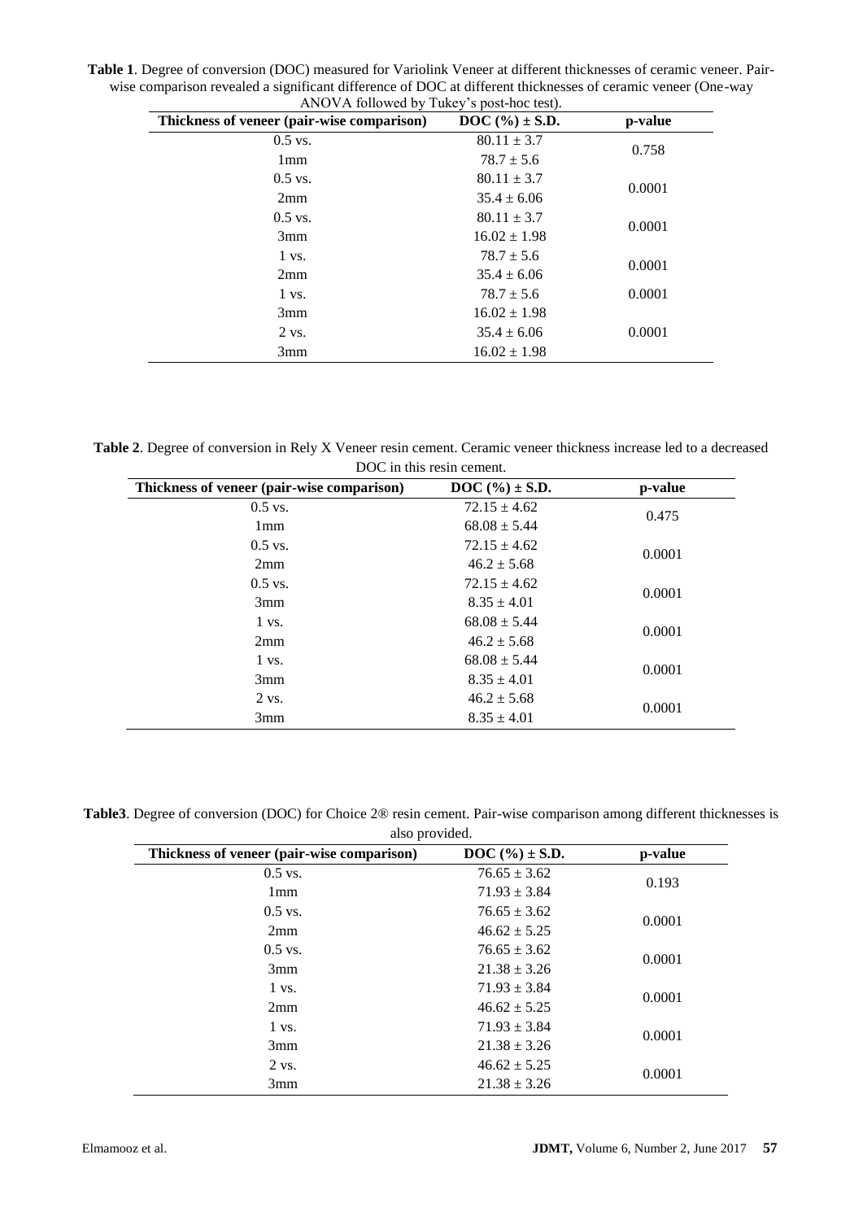**Table 1**. Degree of conversion (DOC) measured for Variolink Veneer at different thicknesses of ceramic veneer. Pair-wise comparison revealed a significant difference of DOC at different thicknesses of ceramic veneer (One-way ANOVA followed by Tukey's post-hoc test).

| Thickness of veneer (pair-wise comparison) | DOC (%) ± S.D. | p-value |
|---|---|---|
| 0.5 vs. | 80.11 ± 3.7 | 0.758 |
| 1mm | 78.7 ± 5.6 | |
| 0.5 vs. | 80.11 ± 3.7 | 0.0001 |
| 2mm | 35.4 ± 6.06 | |
| 0.5 vs. | 80.11 ± 3.7 | 0.0001 |
| 3mm | 16.02 ± 1.98 | |
| 1 vs. | 78.7 ± 5.6 | 0.0001 |
| 2mm | 35.4 ± 6.06 | |
| 1 vs. | 78.7 ± 5.6 | 0.0001 |
| 3mm | 16.02 ± 1.98 | |
| 2 vs. | 35.4 ± 6.06 | 0.0001 |
| 3mm | 16.02 ± 1.98 | |

**Table 2**. Degree of conversion in Rely X Veneer resin cement. Ceramic veneer thickness increase led to a decreased DOC in this resin cement.

| Thickness of veneer (pair-wise comparison) | DOC (%) ± S.D. | p-value |
|---|---|---|
| 0.5 vs. | 72.15 ± 4.62 | 0.475 |
| 1mm | 68.08 ± 5.44 | |
| 0.5 vs. | 72.15 ± 4.62 | 0.0001 |
| 2mm | 46.2 ± 5.68 | |
| 0.5 vs. | 72.15 ± 4.62 | 0.0001 |
| 3mm | 8.35 ± 4.01 | |
| 1 vs. | 68.08 ± 5.44 | 0.0001 |
| 2mm | 46.2 ± 5.68 | |
| 1 vs. | 68.08 ± 5.44 | 0.0001 |
| 3mm | 8.35 ± 4.01 | |
| 2 vs. | 46.2 ± 5.68 | 0.0001 |
| 3mm | 8.35 ± 4.01 | |

**Table3**. Degree of conversion (DOC) for Choice 2® resin cement. Pair-wise comparison among different thicknesses is also provided.

| Thickness of veneer (pair-wise comparison) | DOC (%) ± S.D. | p-value |
|---|---|---|
| 0.5 vs. | 76.65 ± 3.62 | 0.193 |
| 1mm | 71.93 ± 3.84 | |
| 0.5 vs. | 76.65 ± 3.62 | 0.0001 |
| 2mm | 46.62 ± 5.25 | |
| 0.5 vs. | 76.65 ± 3.62 | 0.0001 |
| 3mm | 21.38 ± 3.26 | |
| 1 vs. | 71.93 ± 3.84 | 0.0001 |
| 2mm | 46.62 ± 5.25 | |
| 1 vs. | 71.93 ± 3.84 | 0.0001 |
| 3mm | 21.38 ± 3.26 | |
| 2 vs. | 46.62 ± 5.25 | 0.0001 |
| 3mm | 21.38 ± 3.26 | |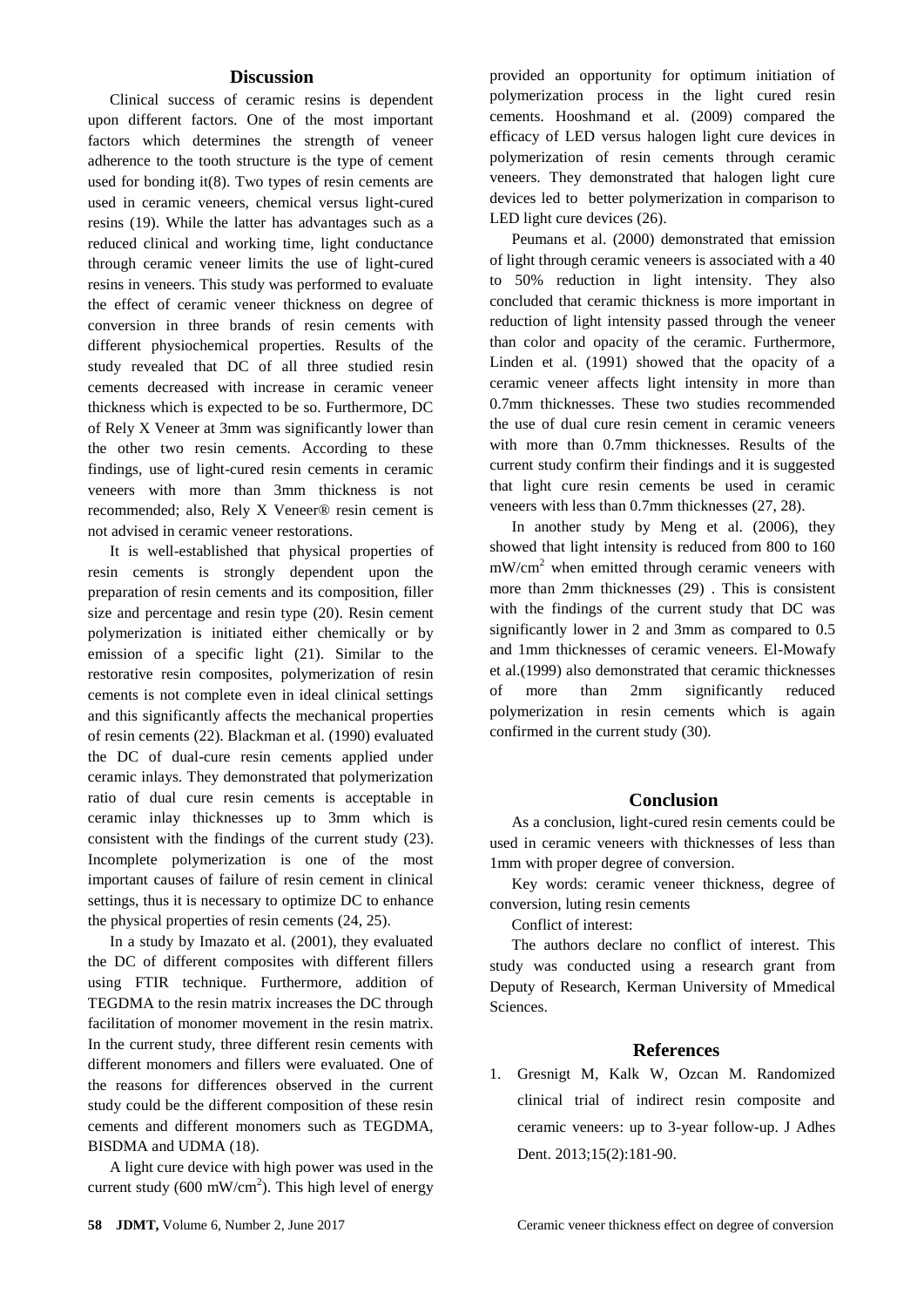## Discussion

Clinical success of ceramic resins is dependent upon different factors. One of the most important factors which determines the strength of veneer adherence to the tooth structure is the type of cement used for bonding it(8). Two types of resin cements are used in ceramic veneers, chemical versus light-cured resins (19). While the latter has advantages such as a reduced clinical and working time, light conductance through ceramic veneer limits the use of light-cured resins in veneers. This study was performed to evaluate the effect of ceramic veneer thickness on degree of conversion in three brands of resin cements with different physiochemical properties. Results of the study revealed that DC of all three studied resin cements decreased with increase in ceramic veneer thickness which is expected to be so. Furthermore, DC of Rely X Veneer at 3mm was significantly lower than the other two resin cements. According to these findings, use of light-cured resin cements in ceramic veneers with more than 3mm thickness is not recommended; also, Rely X Veneer® resin cement is not advised in ceramic veneer restorations.

It is well-established that physical properties of resin cements is strongly dependent upon the preparation of resin cements and its composition, filler size and percentage and resin type (20). Resin cement polymerization is initiated either chemically or by emission of a specific light (21). Similar to the restorative resin composites, polymerization of resin cements is not complete even in ideal clinical settings and this significantly affects the mechanical properties of resin cements (22). Blackman et al. (1990) evaluated the DC of dual-cure resin cements applied under ceramic inlays. They demonstrated that polymerization ratio of dual cure resin cements is acceptable in ceramic inlay thicknesses up to 3mm which is consistent with the findings of the current study (23). Incomplete polymerization is one of the most important causes of failure of resin cement in clinical settings, thus it is necessary to optimize DC to enhance the physical properties of resin cements (24, 25).

In a study by Imazato et al. (2001), they evaluated the DC of different composites with different fillers using FTIR technique. Furthermore, addition of TEGDMA to the resin matrix increases the DC through facilitation of monomer movement in the resin matrix. In the current study, three different resin cements with different monomers and fillers were evaluated. One of the reasons for differences observed in the current study could be the different composition of these resin cements and different monomers such as TEGDMA, BISDMA and UDMA (18).

A light cure device with high power was used in the current study (600 $mW/cm^2$). This high level of energy provided an opportunity for optimum initiation of polymerization process in the light cured resin cements. Hooshmand et al. (2009) compared the efficacy of LED versus halogen light cure devices in polymerization of resin cements through ceramic veneers. They demonstrated that halogen light cure devices led to better polymerization in comparison to LED light cure devices (26).

Peumans et al. (2000) demonstrated that emission of light through ceramic veneers is associated with a 40 to 50% reduction in light intensity. They also concluded that ceramic thickness is more important in reduction of light intensity passed through the veneer than color and opacity of the ceramic. Furthermore, Linden et al. (1991) showed that the opacity of a ceramic veneer affects light intensity in more than 0.7mm thicknesses. These two studies recommended the use of dual cure resin cement in ceramic veneers with more than 0.7mm thicknesses. Results of the current study confirm their findings and it is suggested that light cure resin cements be used in ceramic veneers with less than 0.7mm thicknesses (27, 28).

In another study by Meng et al. (2006), they showed that light intensity is reduced from 800 to 160 $mW/cm^2$ when emitted through ceramic veneers with more than 2mm thicknesses (29) . This is consistent with the findings of the current study that DC was significantly lower in 2 and 3mm as compared to 0.5 and 1mm thicknesses of ceramic veneers. El-Mowafy et al.(1999) also demonstrated that ceramic thicknesses of more than 2mm significantly reduced polymerization in resin cements which is again confirmed in the current study (30).

## Conclusion

As a conclusion, light-cured resin cements could be used in ceramic veneers with thicknesses of less than 1mm with proper degree of conversion.

Key words: ceramic veneer thickness, degree of conversion, luting resin cements

Conflict of interest:

The authors declare no conflict of interest. This study was conducted using a research grant from Deputy of Research, Kerman University of Mmedical Sciences.

## References

1. Gresnigt M, Kalk W, Ozcan M. Randomized clinical trial of indirect resin composite and ceramic veneers: up to 3-year follow-up. J Adhes Dent. 2013;15(2):181-90.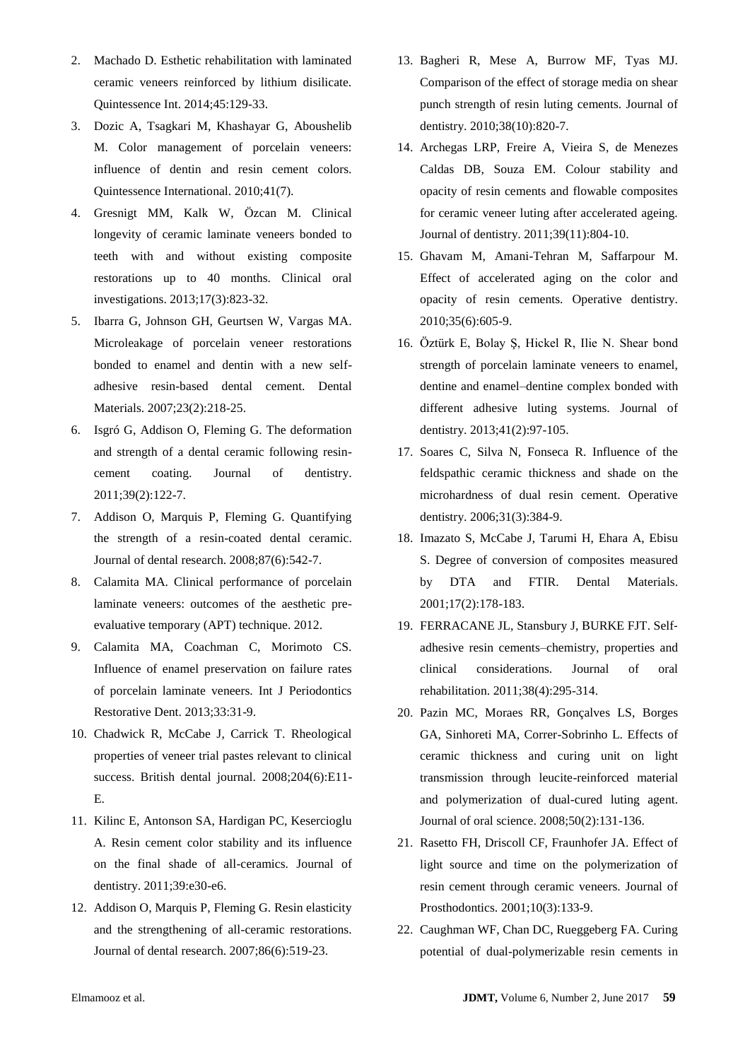2. Machado D. Esthetic rehabilitation with laminated ceramic veneers reinforced by lithium disilicate. Quintessence Int. 2014;45:129-33.
3. Dozic A, Tsagkari M, Khashayar G, Aboushelib M. Color management of porcelain veneers: influence of dentin and resin cement colors. Quintessence International. 2010;41(7).
4. Gresnigt MM, Kalk W, Özcan M. Clinical longevity of ceramic laminate veneers bonded to teeth with and without existing composite restorations up to 40 months. Clinical oral investigations. 2013;17(3):823-32.
5. Ibarra G, Johnson GH, Geurtsen W, Vargas MA. Microleakage of porcelain veneer restorations bonded to enamel and dentin with a new self-adhesive resin-based dental cement. Dental Materials. 2007;23(2):218-25.
6. Isgró G, Addison O, Fleming G. The deformation and strength of a dental ceramic following resin-cement coating. Journal of dentistry. 2011;39(2):122-7.
7. Addison O, Marquis P, Fleming G. Quantifying the strength of a resin-coated dental ceramic. Journal of dental research. 2008;87(6):542-7.
8. Calamita MA. Clinical performance of porcelain laminate veneers: outcomes of the aesthetic pre-evaluative temporary (APT) technique. 2012.
9. Calamita MA, Coachman C, Morimoto CS. Influence of enamel preservation on failure rates of porcelain laminate veneers. Int J Periodontics Restorative Dent. 2013;33:31-9.
10. Chadwick R, McCabe J, Carrick T. Rheological properties of veneer trial pastes relevant to clinical success. British dental journal. 2008;204(6):E11-E.
11. Kilinc E, Antonson SA, Hardigan PC, Kesercioglu A. Resin cement color stability and its influence on the final shade of all-ceramics. Journal of dentistry. 2011;39:e30-e6.
12. Addison O, Marquis P, Fleming G. Resin elasticity and the strengthening of all-ceramic restorations. Journal of dental research. 2007;86(6):519-23.
13. Bagheri R, Mese A, Burrow MF, Tyas MJ. Comparison of the effect of storage media on shear punch strength of resin luting cements. Journal of dentistry. 2010;38(10):820-7.
14. Archegas LRP, Freire A, Vieira S, de Menezes Caldas DB, Souza EM. Colour stability and opacity of resin cements and flowable composites for ceramic veneer luting after accelerated ageing. Journal of dentistry. 2011;39(11):804-10.
15. Ghavam M, Amani-Tehran M, Saffarpour M. Effect of accelerated aging on the color and opacity of resin cements. Operative dentistry. 2010;35(6):605-9.
16. Öztürk E, Bolay Ş, Hickel R, Ilie N. Shear bond strength of porcelain laminate veneers to enamel, dentine and enamel–dentine complex bonded with different adhesive luting systems. Journal of dentistry. 2013;41(2):97-105.
17. Soares C, Silva N, Fonseca R. Influence of the feldspathic ceramic thickness and shade on the microhardness of dual resin cement. Operative dentistry. 2006;31(3):384-9.
18. Imazato S, McCabe J, Tarumi H, Ehara A, Ebisu S. Degree of conversion of composites measured by DTA and FTIR. Dental Materials. 2001;17(2):178-183.
19. FERRACANE JL, Stansbury J, BURKE FJT. Self-adhesive resin cements–chemistry, properties and clinical considerations. Journal of oral rehabilitation. 2011;38(4):295-314.
20. Pazin MC, Moraes RR, Gonçalves LS, Borges GA, Sinhoreti MA, Correr-Sobrinho L. Effects of ceramic thickness and curing unit on light transmission through leucite-reinforced material and polymerization of dual-cured luting agent. Journal of oral science. 2008;50(2):131-136.
21. Rasetto FH, Driscoll CF, Fraunhofer JA. Effect of light source and time on the polymerization of resin cement through ceramic veneers. Journal of Prosthodontics. 2001;10(3):133-9.
22. Caughman WF, Chan DC, Rueggeberg FA. Curing potential of dual-polymerizable resin cements in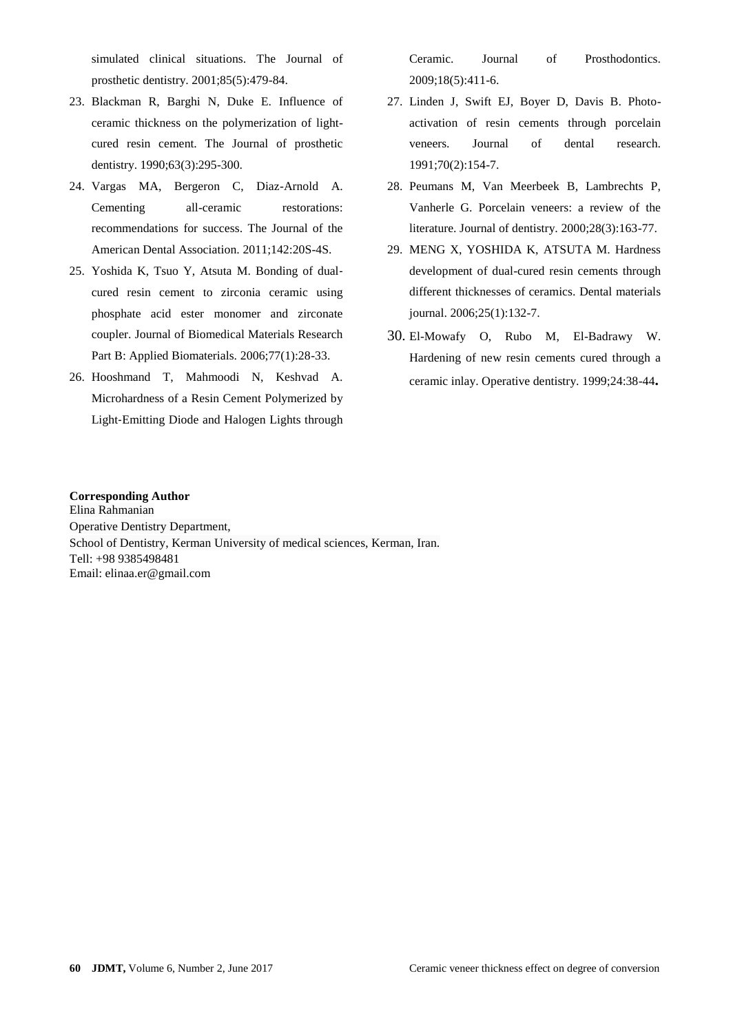simulated clinical situations. The Journal of prosthetic dentistry. 2001;85(5):479-84.

23. Blackman R, Barghi N, Duke E. Influence of ceramic thickness on the polymerization of light-cured resin cement. The Journal of prosthetic dentistry. 1990;63(3):295-300.
24. Vargas MA, Bergeron C, Diaz-Arnold A. Cementing all-ceramic restorations: recommendations for success. The Journal of the American Dental Association. 2011;142:20S-4S.
25. Yoshida K, Tsuo Y, Atsuta M. Bonding of dual-cured resin cement to zirconia ceramic using phosphate acid ester monomer and zirconate coupler. Journal of Biomedical Materials Research Part B: Applied Biomaterials. 2006;77(1):28-33.
26. Hooshmand T, Mahmoodi N, Keshvad A. Microhardness of a Resin Cement Polymerized by Light-Emitting Diode and Halogen Lights through Ceramic. Journal of Prosthodontics. 2009;18(5):411-6.
27. Linden J, Swift EJ, Boyer D, Davis B. Photo-activation of resin cements through porcelain veneers. Journal of dental research. 1991;70(2):154-7.
28. Peumans M, Van Meerbeek B, Lambrechts P, Vanherle G. Porcelain veneers: a review of the literature. Journal of dentistry. 2000;28(3):163-77.
29. MENG X, YOSHIDA K, ATSUTA M. Hardness development of dual-cured resin cements through different thicknesses of ceramics. Dental materials journal. 2006;25(1):132-7.
30. El-Mowafy O, Rubo M, El-Badrawy W. Hardening of new resin cements cured through a ceramic inlay. Operative dentistry. 1999;24:38-44.

**Corresponding Author**
Elina Rahmanian
Operative Dentistry Department,
School of Dentistry, Kerman University of medical sciences, Kerman, Iran.
Tell: +98 9385498481
Email: elinaa.er@gmail.com